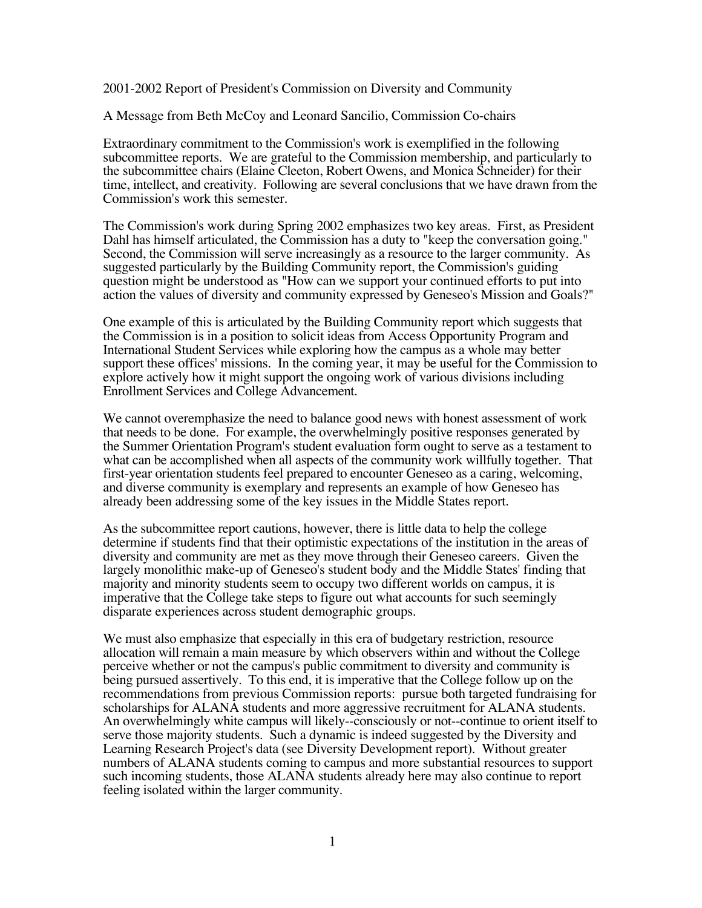# 2001-2002 Report of President's Commission on Diversity and Community

## A Message from Beth McCoy and Leonard Sancilio, Commission Co-chairs

Extraordinary commitment to the Commission's work is exemplified in the following subcommittee reports. We are grateful to the Commission membership, and particularly to the subcommittee chairs (Elaine Cleeton, Robert Owens, and Monica Schneider) for their time, intellect, and creativity. Following are several conclusions that we have drawn from the Commission's work this semester.

The Commission's work during Spring 2002 emphasizes two key areas. First, as President Dahl has himself articulated, the Commission has a duty to "keep the conversation going." Second, the Commission will serve increasingly as a resource to the larger community. As suggested particularly by the Building Community report, the Commission's guiding question might be understood as "How can we support your continued efforts to put into action the values of diversity and community expressed by Geneseo's Mission and Goals?"

One example of this is articulated by the Building Community report which suggests that the Commission is in a position to solicit ideas from Access Opportunity Program and International Student Services while exploring how the campus as a whole may better support these offices' missions. In the coming year, it may be useful for the Commission to explore actively how it might support the ongoing work of various divisions including Enrollment Services and College Advancement.

We cannot overemphasize the need to balance good news with honest assessment of work that needs to be done. For example, the overwhelmingly positive responses generated by the Summer Orientation Program's student evaluation form ought to serve as a testament to what can be accomplished when all aspects of the community work willfully together. That first-year orientation students feel prepared to encounter Geneseo as a caring, welcoming, and diverse community is exemplary and represents an example of how Geneseo has already been addressing some of the key issues in the Middle States report.

As the subcommittee report cautions, however, there is little data to help the college determine if students find that their optimistic expectations of the institution in the areas of diversity and community are met as they move through their Geneseo careers. Given the largely monolithic make-up of Geneseo's student body and the Middle States' finding that majority and minority students seem to occupy two different worlds on campus, it is imperative that the College take steps to figure out what accounts for such seemingly disparate experiences across student demographic groups.

We must also emphasize that especially in this era of budgetary restriction, resource allocation will remain a main measure by which observers within and without the College perceive whether or not the campus's public commitment to diversity and community is being pursued assertively. To this end, it is imperative that the College follow up on the recommendations from previous Commission reports: pursue both targeted fundraising for scholarships for ALANA students and more aggressive recruitment for ALANA students. An overwhelmingly white campus will likely--consciously or not--continue to orient itself to serve those majority students. Such a dynamic is indeed suggested by the Diversity and Learning Research Project's data (see Diversity Development report). Without greater numbers of ALANA students coming to campus and more substantial resources to support such incoming students, those ALANA students already here may also continue to report feeling isolated within the larger community.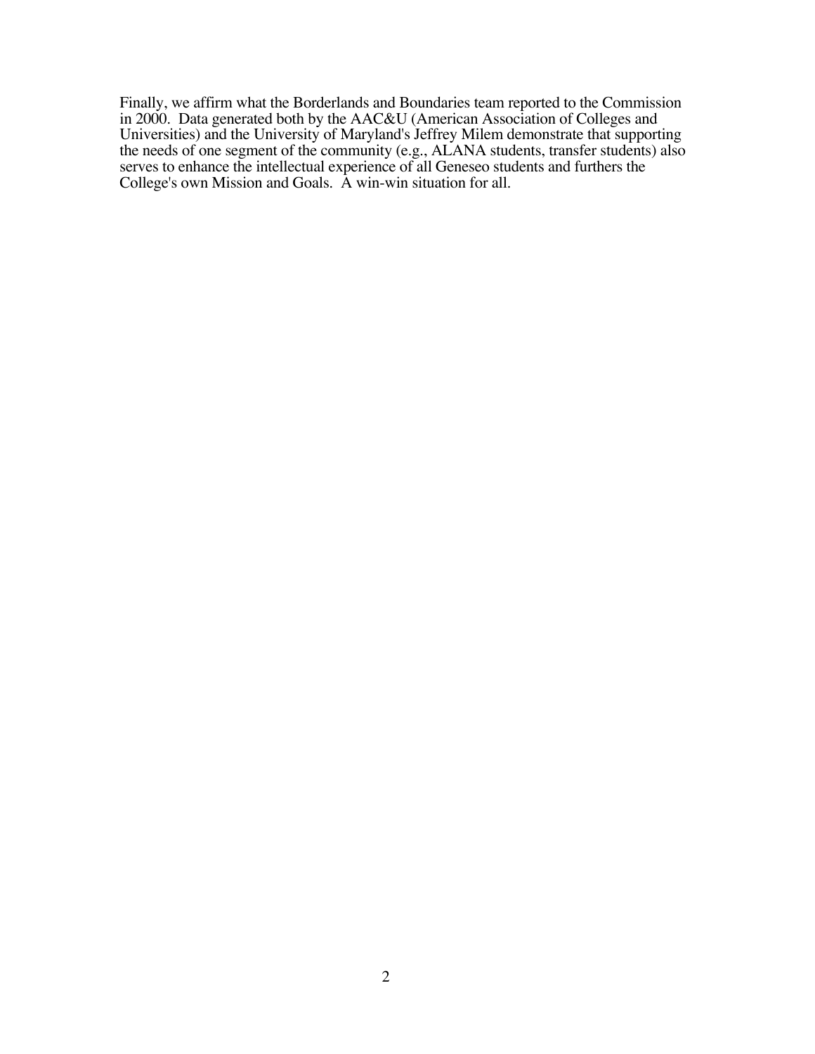Finally, we affirm what the Borderlands and Boundaries team reported to the Commission in 2000. Data generated both by the AAC&U (American Association of Colleges and Universities) and the University of Maryland's Jeffrey Milem demonstrate that supporting the needs of one segment of the community (e.g., ALANA students, transfer students) also serves to enhance the intellectual experience of all Geneseo students and furthers the College's own Mission and Goals. A win-win situation for all.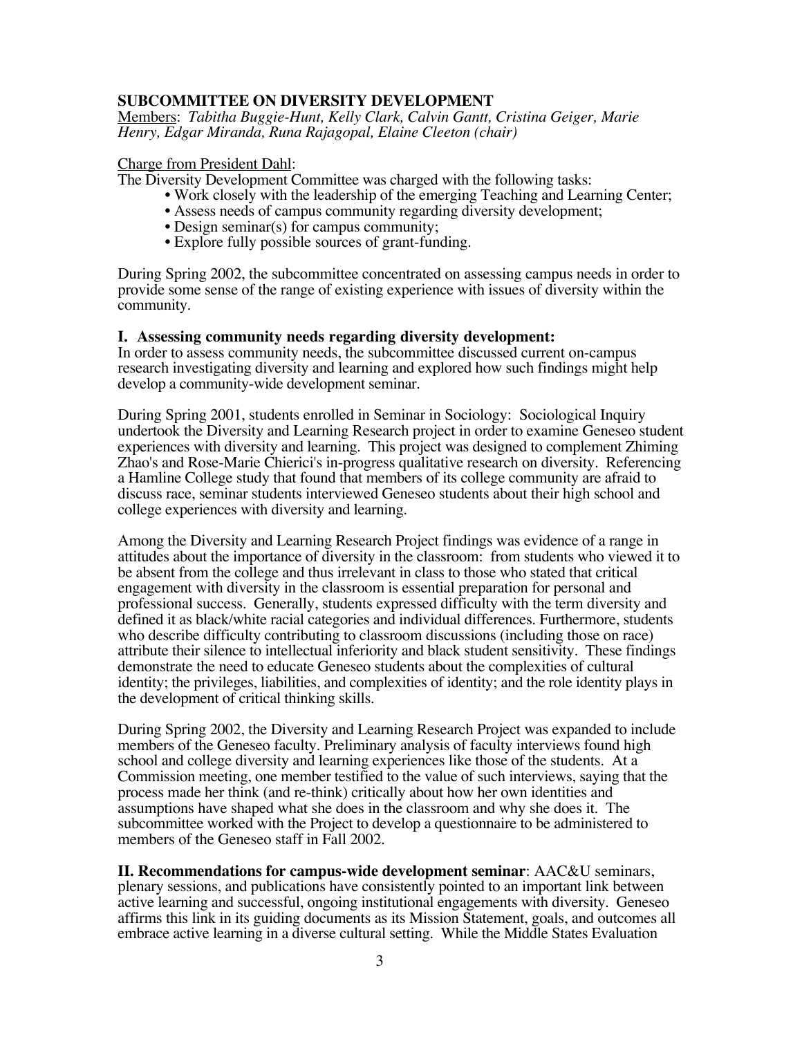## SUBCOMMITTEE ON DIVERSITY DEVELOPMENT

Members: *Tabitha Buggie-Hunt, Kelly Clark, Calvin Gantt, Cristina Geiger, Marie Henry, Edgar Miranda, Runa Rajagopal, Elaine Cleeton (chair)*

Charge from President Dahl:

The Diversity Development Committee was charged with the following tasks:

- Work closely with the leadership of the emerging Teaching and Learning Center;
- Assess needs of campus community regarding diversity development;
- Design seminar(s) for campus community;
- Explore fully possible sources of grant-funding.

During Spring 2002, the subcommittee concentrated on assessing campus needs in order to provide some sense of the range of existing experience with issues of diversity within the community.

**I. Assessing community needs regarding diversity development:**

In order to assess community needs, the subcommittee discussed current on-campus research investigating diversity and learning and explored how such findings might help develop a community-wide development seminar.

During Spring 2001, students enrolled in Seminar in Sociology: Sociological Inquiry undertook the Diversity and Learning Research project in order to examine Geneseo student experiences with diversity and learning. This project was designed to complement Zhiming Zhao's and Rose-Marie Chierici's in-progress qualitative research on diversity. Referencing a Hamline College study that found that members of its college community are afraid to discuss race, seminar students interviewed Geneseo students about their high school and college experiences with diversity and learning.

Among the Diversity and Learning Research Project findings was evidence of a range in attitudes about the importance of diversity in the classroom: from students who viewed it to be absent from the college and thus irrelevant in class to those who stated that critical engagement with diversity in the classroom is essential preparation for personal and professional success. Generally, students expressed difficulty with the term diversity and defined it as black/white racial categories and individual differences. Furthermore, students who describe difficulty contributing to classroom discussions (including those on race) attribute their silence to intellectual inferiority and black student sensitivity. These findings demonstrate the need to educate Geneseo students about the complexities of cultural identity; the privileges, liabilities, and complexities of identity; and the role identity plays in the development of critical thinking skills.

During Spring 2002, the Diversity and Learning Research Project was expanded to include members of the Geneseo faculty. Preliminary analysis of faculty interviews found high school and college diversity and learning experiences like those of the students. At a Commission meeting, one member testified to the value of such interviews, saying that the process made her think (and re-think) critically about how her own identities and assumptions have shaped what she does in the classroom and why she does it. The subcommittee worked with the Project to develop a questionnaire to be administered to members of the Geneseo staff in Fall 2002.

**II. Recommendations for campus-wide development seminar**: AAC&U seminars, plenary sessions, and publications have consistently pointed to an important link between active learning and successful, ongoing institutional engagements with diversity. Geneseo affirms this link in its guiding documents as its Mission Statement, goals, and outcomes all embrace active learning in a diverse cultural setting. While the Middle States Evaluation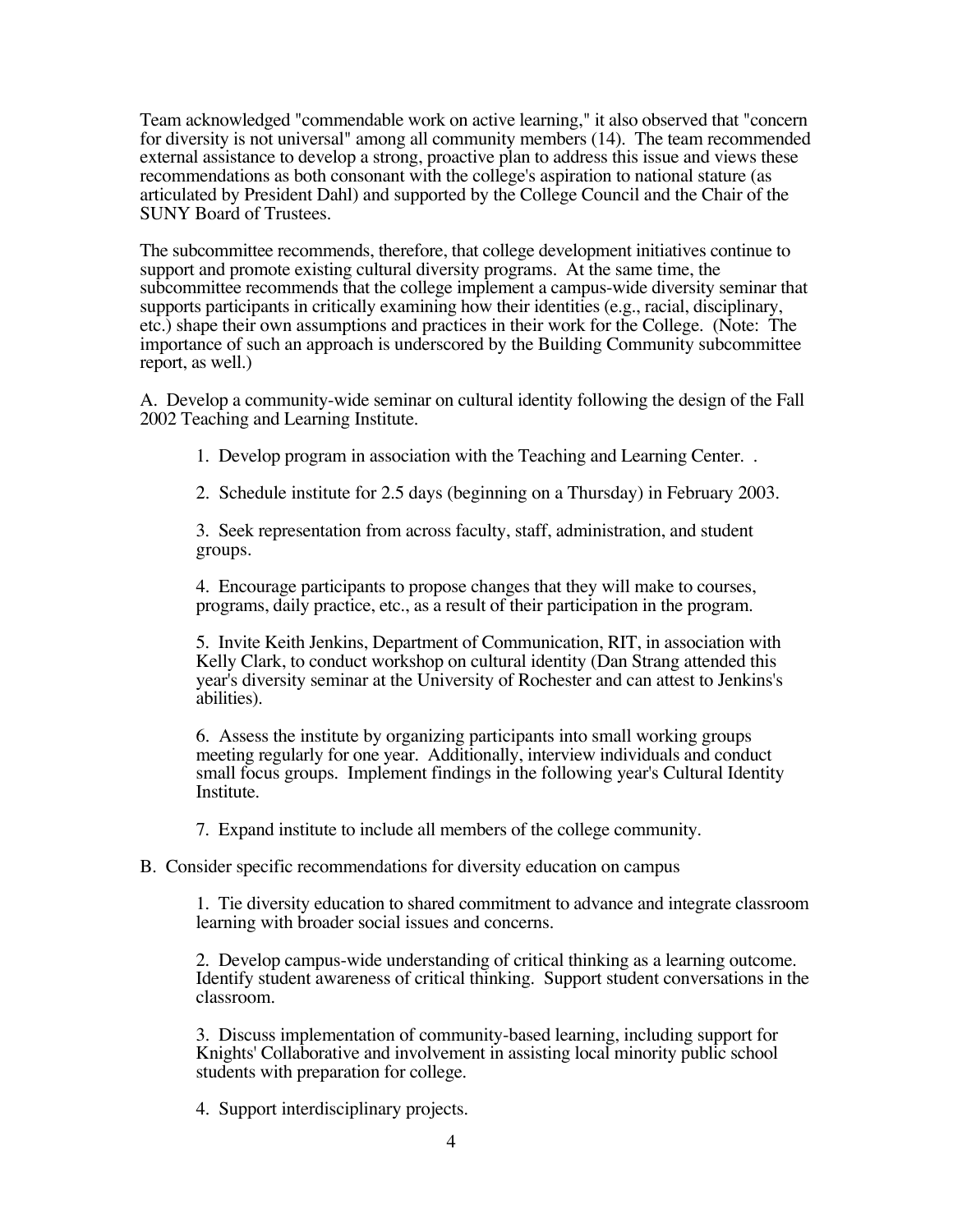Team acknowledged "commendable work on active learning," it also observed that "concern for diversity is not universal" among all community members (14). The team recommended external assistance to develop a strong, proactive plan to address this issue and views these recommendations as both consonant with the college's aspiration to national stature (as articulated by President Dahl) and supported by the College Council and the Chair of the SUNY Board of Trustees.

The subcommittee recommends, therefore, that college development initiatives continue to support and promote existing cultural diversity programs. At the same time, the subcommittee recommends that the college implement a campus-wide diversity seminar that supports participants in critically examining how their identities (e.g., racial, disciplinary, etc.) shape their own assumptions and practices in their work for the College. (Note: The importance of such an approach is underscored by the Building Community subcommittee report, as well.)

A. Develop a community-wide seminar on cultural identity following the design of the Fall 2002 Teaching and Learning Institute.

1. Develop program in association with the Teaching and Learning Center. .

2. Schedule institute for 2.5 days (beginning on a Thursday) in February 2003.

3. Seek representation from across faculty, staff, administration, and student groups.

4. Encourage participants to propose changes that they will make to courses, programs, daily practice, etc., as a result of their participation in the program.

5. Invite Keith Jenkins, Department of Communication, RIT, in association with Kelly Clark, to conduct workshop on cultural identity (Dan Strang attended this year's diversity seminar at the University of Rochester and can attest to Jenkins's abilities).

6. Assess the institute by organizing participants into small working groups meeting regularly for one year. Additionally, interview individuals and conduct small focus groups. Implement findings in the following year's Cultural Identity Institute.

7. Expand institute to include all members of the college community.

B. Consider specific recommendations for diversity education on campus

1. Tie diversity education to shared commitment to advance and integrate classroom learning with broader social issues and concerns.

2. Develop campus-wide understanding of critical thinking as a learning outcome. Identify student awareness of critical thinking. Support student conversations in the classroom.

3. Discuss implementation of community-based learning, including support for Knights' Collaborative and involvement in assisting local minority public school students with preparation for college.

4. Support interdisciplinary projects.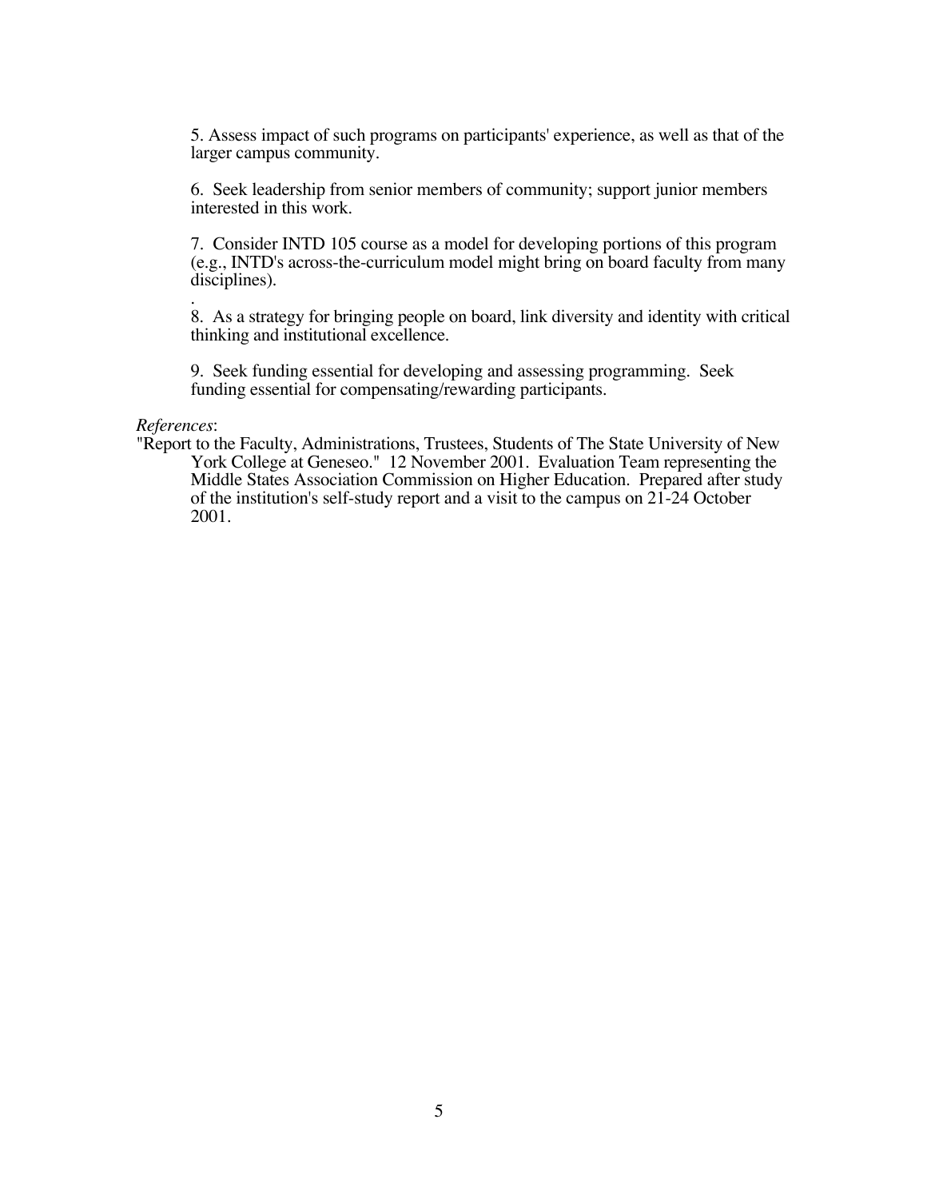5. Assess impact of such programs on participants' experience, as well as that of the larger campus community.

6. Seek leadership from senior members of community; support junior members interested in this work.

7. Consider INTD 105 course as a model for developing portions of this program (e.g., INTD's across-the-curriculum model might bring on board faculty from many disciplines).

.
8. As a strategy for bringing people on board, link diversity and identity with critical thinking and institutional excellence.

9. Seek funding essential for developing and assessing programming. Seek funding essential for compensating/rewarding participants.

*References*:

"Report to the Faculty, Administrations, Trustees, Students of The State University of New York College at Geneseo." 12 November 2001. Evaluation Team representing the Middle States Association Commission on Higher Education. Prepared after study of the institution's self-study report and a visit to the campus on 21-24 October 2001.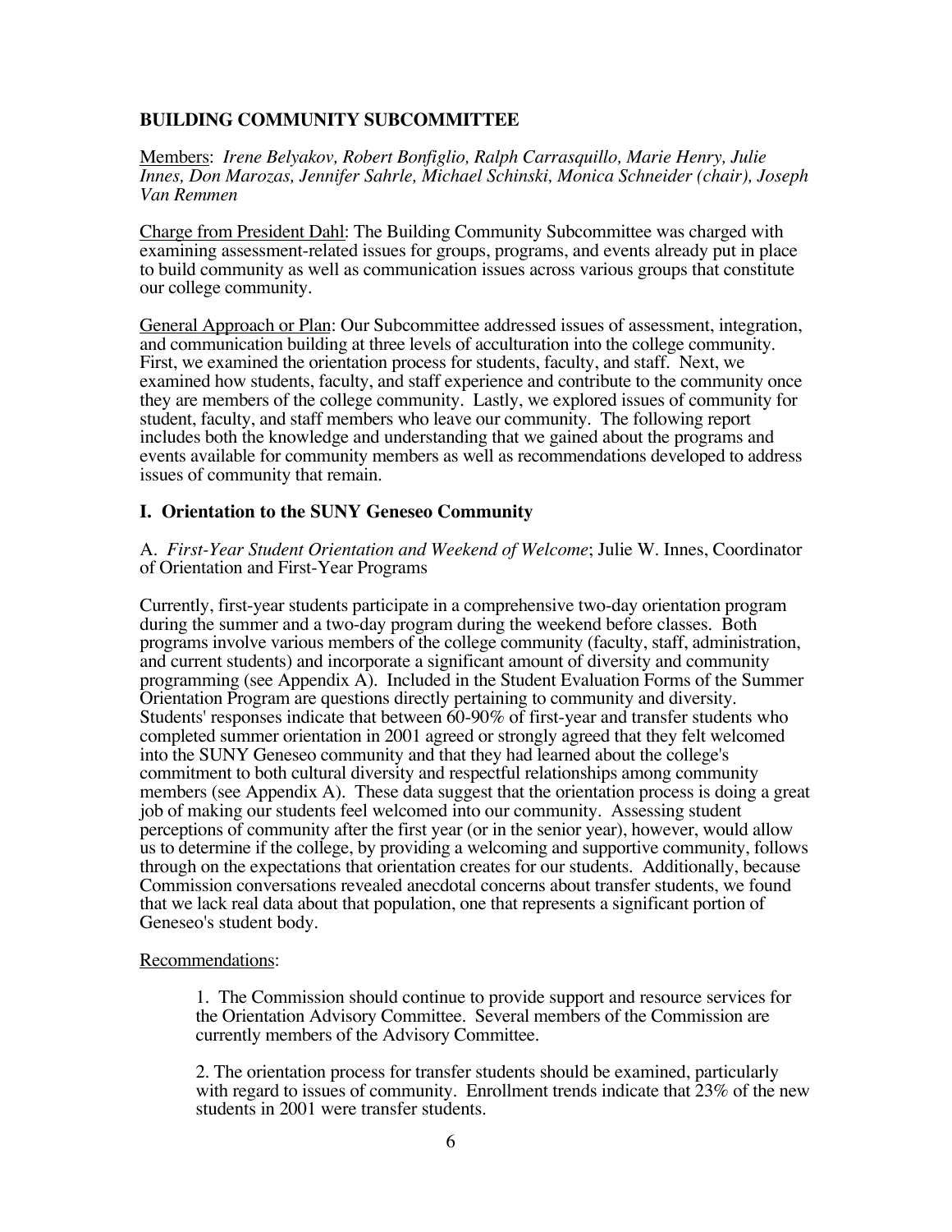## BUILDING COMMUNITY SUBCOMMITTEE

Members: *Irene Belyakov, Robert Bonfiglio, Ralph Carrasquillo, Marie Henry, Julie Innes, Don Marozas, Jennifer Sahrle, Michael Schinski, Monica Schneider (chair), Joseph Van Remmen*

Charge from President Dahl: The Building Community Subcommittee was charged with examining assessment-related issues for groups, programs, and events already put in place to build community as well as communication issues across various groups that constitute our college community.

General Approach or Plan: Our Subcommittee addressed issues of assessment, integration, and communication building at three levels of acculturation into the college community. First, we examined the orientation process for students, faculty, and staff. Next, we examined how students, faculty, and staff experience and contribute to the community once they are members of the college community. Lastly, we explored issues of community for student, faculty, and staff members who leave our community. The following report includes both the knowledge and understanding that we gained about the programs and events available for community members as well as recommendations developed to address issues of community that remain.

### I. Orientation to the SUNY Geneseo Community

A. *First-Year Student Orientation and Weekend of Welcome*; Julie W. Innes, Coordinator of Orientation and First-Year Programs

Currently, first-year students participate in a comprehensive two-day orientation program during the summer and a two-day program during the weekend before classes. Both programs involve various members of the college community (faculty, staff, administration, and current students) and incorporate a significant amount of diversity and community programming (see Appendix A). Included in the Student Evaluation Forms of the Summer Orientation Program are questions directly pertaining to community and diversity. Students' responses indicate that between 60-90% of first-year and transfer students who completed summer orientation in 2001 agreed or strongly agreed that they felt welcomed into the SUNY Geneseo community and that they had learned about the college's commitment to both cultural diversity and respectful relationships among community members (see Appendix A). These data suggest that the orientation process is doing a great job of making our students feel welcomed into our community. Assessing student perceptions of community after the first year (or in the senior year), however, would allow us to determine if the college, by providing a welcoming and supportive community, follows through on the expectations that orientation creates for our students. Additionally, because Commission conversations revealed anecdotal concerns about transfer students, we found that we lack real data about that population, one that represents a significant portion of Geneseo's student body.

Recommendations:

1. The Commission should continue to provide support and resource services for the Orientation Advisory Committee. Several members of the Commission are currently members of the Advisory Committee.

2. The orientation process for transfer students should be examined, particularly with regard to issues of community. Enrollment trends indicate that 23% of the new students in 2001 were transfer students.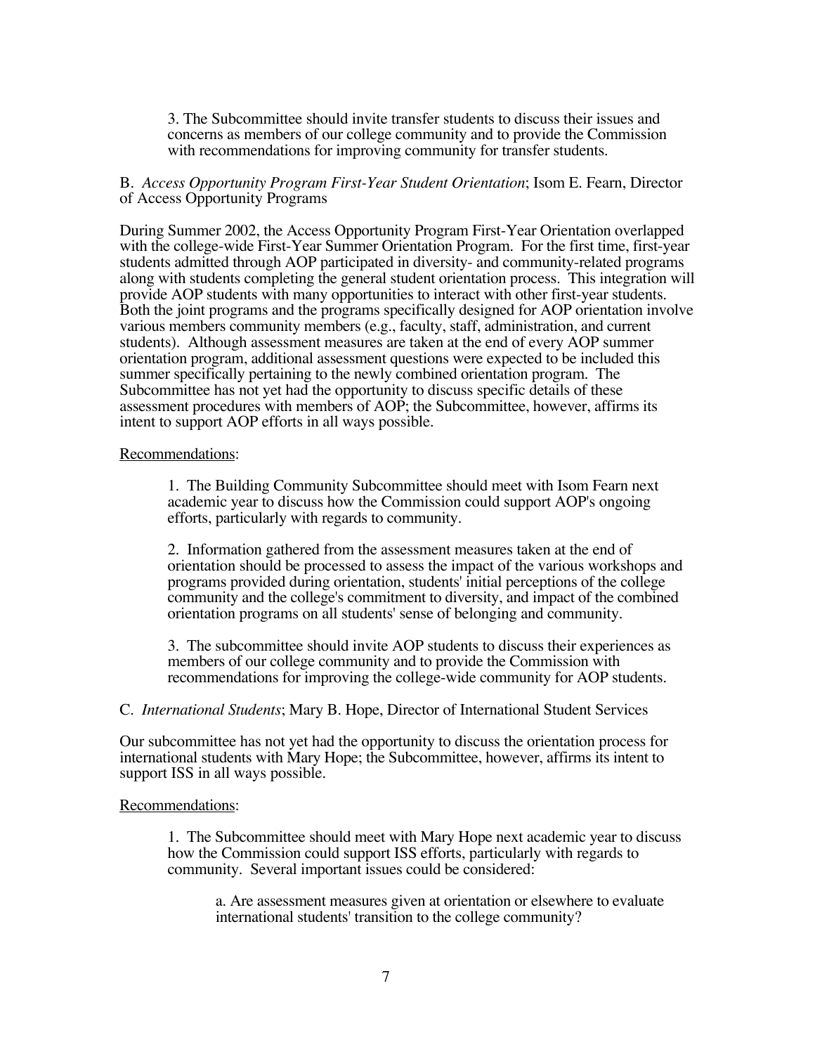3. The Subcommittee should invite transfer students to discuss their issues and concerns as members of our college community and to provide the Commission with recommendations for improving community for transfer students.

B. *Access Opportunity Program First-Year Student Orientation*; Isom E. Fearn, Director of Access Opportunity Programs

During Summer 2002, the Access Opportunity Program First-Year Orientation overlapped with the college-wide First-Year Summer Orientation Program. For the first time, first-year students admitted through AOP participated in diversity- and community-related programs along with students completing the general student orientation process. This integration will provide AOP students with many opportunities to interact with other first-year students. Both the joint programs and the programs specifically designed for AOP orientation involve various members community members (e.g., faculty, staff, administration, and current students). Although assessment measures are taken at the end of every AOP summer orientation program, additional assessment questions were expected to be included this summer specifically pertaining to the newly combined orientation program. The Subcommittee has not yet had the opportunity to discuss specific details of these assessment procedures with members of AOP; the Subcommittee, however, affirms its intent to support AOP efforts in all ways possible.

Recommendations:

1. The Building Community Subcommittee should meet with Isom Fearn next academic year to discuss how the Commission could support AOP's ongoing efforts, particularly with regards to community.

2. Information gathered from the assessment measures taken at the end of orientation should be processed to assess the impact of the various workshops and programs provided during orientation, students' initial perceptions of the college community and the college's commitment to diversity, and impact of the combined orientation programs on all students' sense of belonging and community.

3. The subcommittee should invite AOP students to discuss their experiences as members of our college community and to provide the Commission with recommendations for improving the college-wide community for AOP students.

C. *International Students*; Mary B. Hope, Director of International Student Services

Our subcommittee has not yet had the opportunity to discuss the orientation process for international students with Mary Hope; the Subcommittee, however, affirms its intent to support ISS in all ways possible.

Recommendations:

1. The Subcommittee should meet with Mary Hope next academic year to discuss how the Commission could support ISS efforts, particularly with regards to community. Several important issues could be considered:

   a. Are assessment measures given at orientation or elsewhere to evaluate international students' transition to the college community?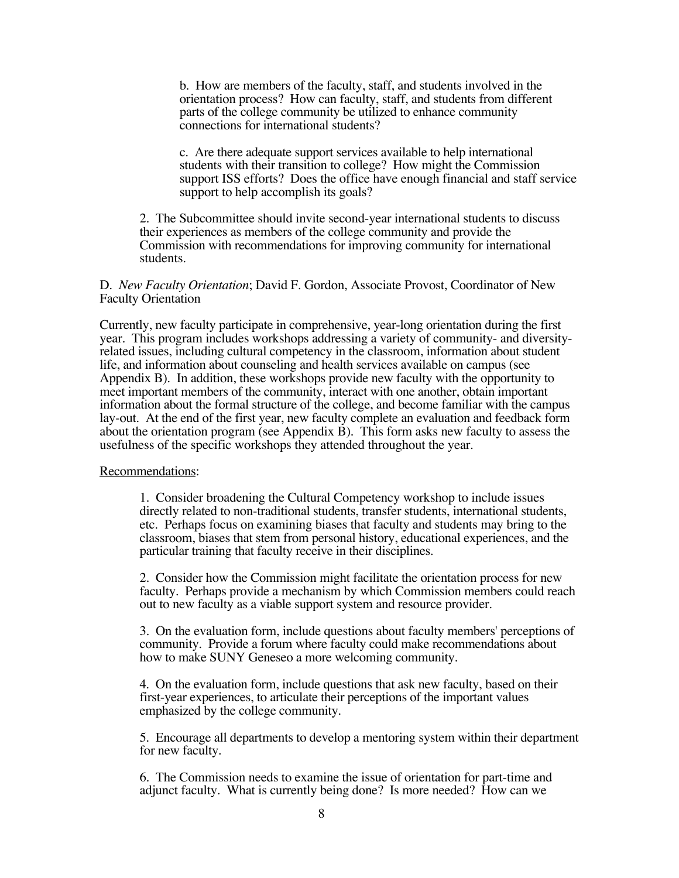b. How are members of the faculty, staff, and students involved in the orientation process? How can faculty, staff, and students from different parts of the college community be utilized to enhance community connections for international students?

c. Are there adequate support services available to help international students with their transition to college? How might the Commission support ISS efforts? Does the office have enough financial and staff service support to help accomplish its goals?

2. The Subcommittee should invite second-year international students to discuss their experiences as members of the college community and provide the Commission with recommendations for improving community for international students.

D. *New Faculty Orientation*; David F. Gordon, Associate Provost, Coordinator of New Faculty Orientation

Currently, new faculty participate in comprehensive, year-long orientation during the first year. This program includes workshops addressing a variety of community- and diversity-related issues, including cultural competency in the classroom, information about student life, and information about counseling and health services available on campus (see Appendix B). In addition, these workshops provide new faculty with the opportunity to meet important members of the community, interact with one another, obtain important information about the formal structure of the college, and become familiar with the campus lay-out. At the end of the first year, new faculty complete an evaluation and feedback form about the orientation program (see Appendix B). This form asks new faculty to assess the usefulness of the specific workshops they attended throughout the year.

<u>Recommendations</u>:

1. Consider broadening the Cultural Competency workshop to include issues directly related to non-traditional students, transfer students, international students, etc. Perhaps focus on examining biases that faculty and students may bring to the classroom, biases that stem from personal history, educational experiences, and the particular training that faculty receive in their disciplines.

2. Consider how the Commission might facilitate the orientation process for new faculty. Perhaps provide a mechanism by which Commission members could reach out to new faculty as a viable support system and resource provider.

3. On the evaluation form, include questions about faculty members' perceptions of community. Provide a forum where faculty could make recommendations about how to make SUNY Geneseo a more welcoming community.

4. On the evaluation form, include questions that ask new faculty, based on their first-year experiences, to articulate their perceptions of the important values emphasized by the college community.

5. Encourage all departments to develop a mentoring system within their department for new faculty.

6. The Commission needs to examine the issue of orientation for part-time and adjunct faculty. What is currently being done? Is more needed? How can we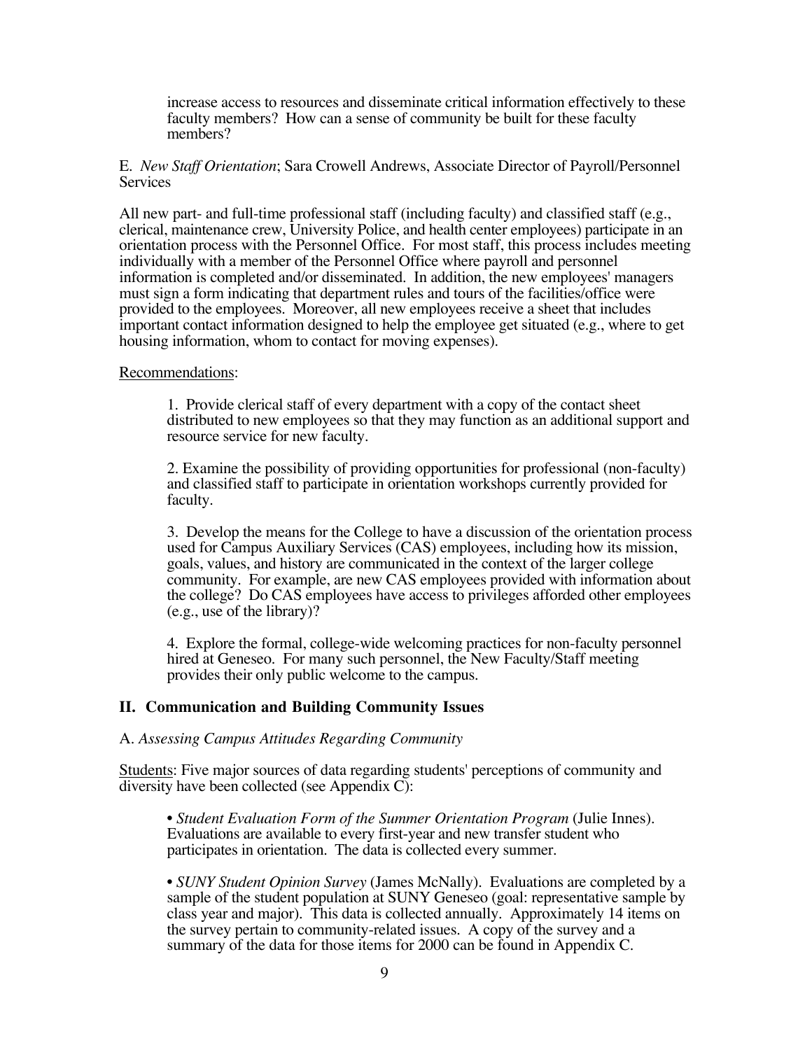increase access to resources and disseminate critical information effectively to these faculty members? How can a sense of community be built for these faculty members?

E. *New Staff Orientation*; Sara Crowell Andrews, Associate Director of Payroll/Personnel Services

All new part- and full-time professional staff (including faculty) and classified staff (e.g., clerical, maintenance crew, University Police, and health center employees) participate in an orientation process with the Personnel Office. For most staff, this process includes meeting individually with a member of the Personnel Office where payroll and personnel information is completed and/or disseminated. In addition, the new employees' managers must sign a form indicating that department rules and tours of the facilities/office were provided to the employees. Moreover, all new employees receive a sheet that includes important contact information designed to help the employee get situated (e.g., where to get housing information, whom to contact for moving expenses).

Recommendations:

1. Provide clerical staff of every department with a copy of the contact sheet distributed to new employees so that they may function as an additional support and resource service for new faculty.

2. Examine the possibility of providing opportunities for professional (non-faculty) and classified staff to participate in orientation workshops currently provided for faculty.

3. Develop the means for the College to have a discussion of the orientation process used for Campus Auxiliary Services (CAS) employees, including how its mission, goals, values, and history are communicated in the context of the larger college community. For example, are new CAS employees provided with information about the college? Do CAS employees have access to privileges afforded other employees (e.g., use of the library)?

4. Explore the formal, college-wide welcoming practices for non-faculty personnel hired at Geneseo. For many such personnel, the New Faculty/Staff meeting provides their only public welcome to the campus.

## II. Communication and Building Community Issues

A. *Assessing Campus Attitudes Regarding Community*

Students: Five major sources of data regarding students' perceptions of community and diversity have been collected (see Appendix C):

- *Student Evaluation Form of the Summer Orientation Program* (Julie Innes). Evaluations are available to every first-year and new transfer student who participates in orientation. The data is collected every summer.

- *SUNY Student Opinion Survey* (James McNally). Evaluations are completed by a sample of the student population at SUNY Geneseo (goal: representative sample by class year and major). This data is collected annually. Approximately 14 items on the survey pertain to community-related issues. A copy of the survey and a summary of the data for those items for 2000 can be found in Appendix C.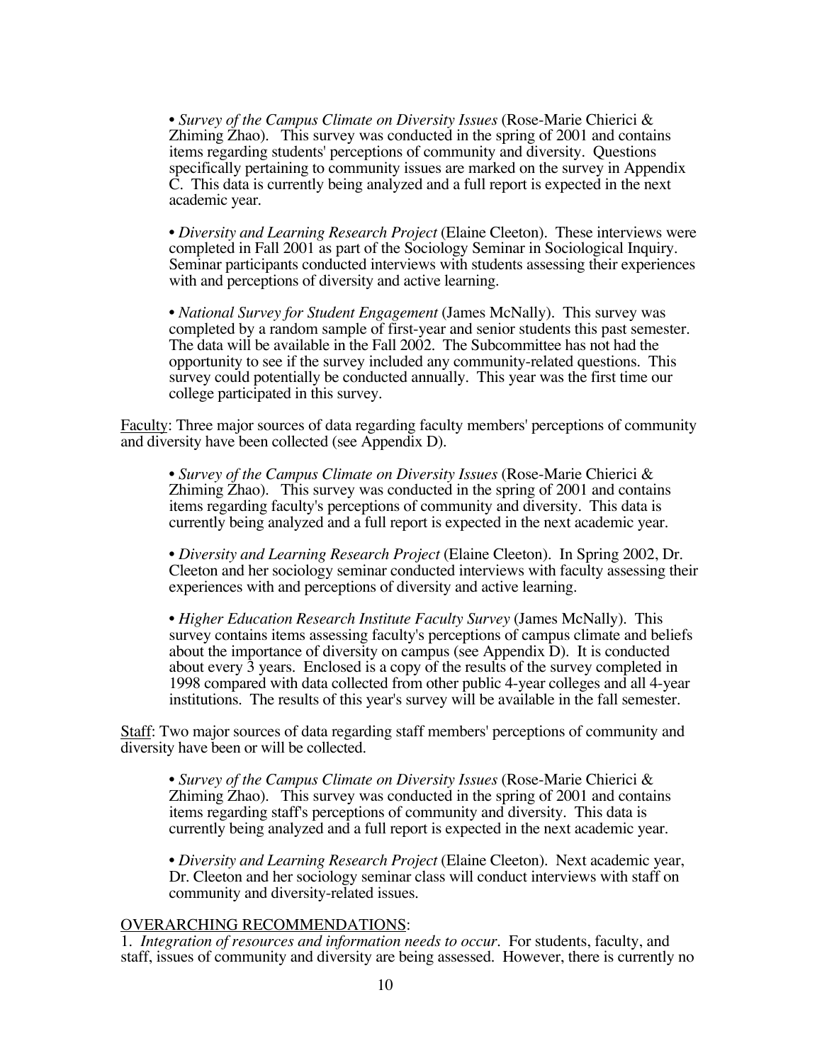- *Survey of the Campus Climate on Diversity Issues* (Rose-Marie Chierici & Zhiming Zhao). This survey was conducted in the spring of 2001 and contains items regarding students' perceptions of community and diversity. Questions specifically pertaining to community issues are marked on the survey in Appendix C. This data is currently being analyzed and a full report is expected in the next academic year.

- *Diversity and Learning Research Project* (Elaine Cleeton). These interviews were completed in Fall 2001 as part of the Sociology Seminar in Sociological Inquiry. Seminar participants conducted interviews with students assessing their experiences with and perceptions of diversity and active learning.

- *National Survey for Student Engagement* (James McNally). This survey was completed by a random sample of first-year and senior students this past semester. The data will be available in the Fall 2002. The Subcommittee has not had the opportunity to see if the survey included any community-related questions. This survey could potentially be conducted annually. This year was the first time our college participated in this survey.

<u>Faculty</u>: Three major sources of data regarding faculty members' perceptions of community and diversity have been collected (see Appendix D).

- *Survey of the Campus Climate on Diversity Issues* (Rose-Marie Chierici & Zhiming Zhao). This survey was conducted in the spring of 2001 and contains items regarding faculty's perceptions of community and diversity. This data is currently being analyzed and a full report is expected in the next academic year.

- *Diversity and Learning Research Project* (Elaine Cleeton). In Spring 2002, Dr. Cleeton and her sociology seminar conducted interviews with faculty assessing their experiences with and perceptions of diversity and active learning.

- *Higher Education Research Institute Faculty Survey* (James McNally). This survey contains items assessing faculty's perceptions of campus climate and beliefs about the importance of diversity on campus (see Appendix D). It is conducted about every 3 years. Enclosed is a copy of the results of the survey completed in 1998 compared with data collected from other public 4-year colleges and all 4-year institutions. The results of this year's survey will be available in the fall semester.

<u>Staff</u>: Two major sources of data regarding staff members' perceptions of community and diversity have been or will be collected.

- *Survey of the Campus Climate on Diversity Issues* (Rose-Marie Chierici & Zhiming Zhao). This survey was conducted in the spring of 2001 and contains items regarding staff's perceptions of community and diversity. This data is currently being analyzed and a full report is expected in the next academic year.

- *Diversity and Learning Research Project* (Elaine Cleeton). Next academic year, Dr. Cleeton and her sociology seminar class will conduct interviews with staff on community and diversity-related issues.

<u>OVERARCHING RECOMMENDATIONS</u>:

1. *Integration of resources and information needs to occur.* For students, faculty, and staff, issues of community and diversity are being assessed. However, there is currently no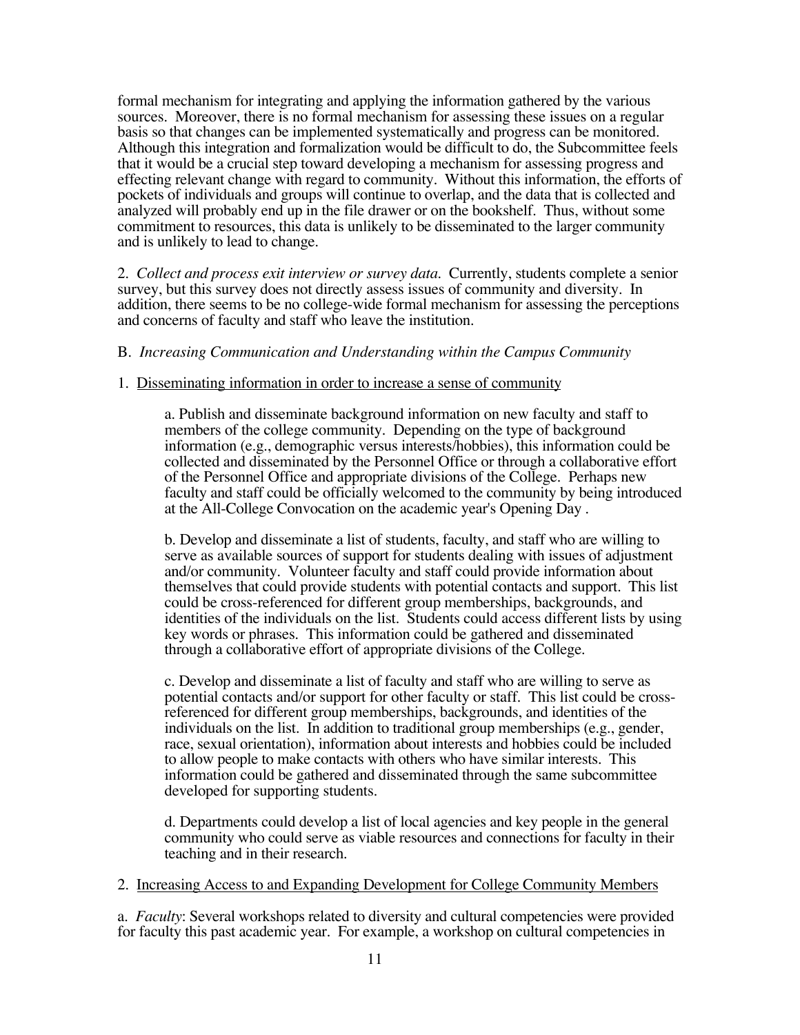formal mechanism for integrating and applying the information gathered by the various sources. Moreover, there is no formal mechanism for assessing these issues on a regular basis so that changes can be implemented systematically and progress can be monitored. Although this integration and formalization would be difficult to do, the Subcommittee feels that it would be a crucial step toward developing a mechanism for assessing progress and effecting relevant change with regard to community. Without this information, the efforts of pockets of individuals and groups will continue to overlap, and the data that is collected and analyzed will probably end up in the file drawer or on the bookshelf. Thus, without some commitment to resources, this data is unlikely to be disseminated to the larger community and is unlikely to lead to change.

2. *Collect and process exit interview or survey data.* Currently, students complete a senior survey, but this survey does not directly assess issues of community and diversity. In addition, there seems to be no college-wide formal mechanism for assessing the perceptions and concerns of faculty and staff who leave the institution.

B. *Increasing Communication and Understanding within the Campus Community*

1. <u>Disseminating information in order to increase a sense of community</u>

a. Publish and disseminate background information on new faculty and staff to members of the college community. Depending on the type of background information (e.g., demographic versus interests/hobbies), this information could be collected and disseminated by the Personnel Office or through a collaborative effort of the Personnel Office and appropriate divisions of the College. Perhaps new faculty and staff could be officially welcomed to the community by being introduced at the All-College Convocation on the academic year's Opening Day .

b. Develop and disseminate a list of students, faculty, and staff who are willing to serve as available sources of support for students dealing with issues of adjustment and/or community. Volunteer faculty and staff could provide information about themselves that could provide students with potential contacts and support. This list could be cross-referenced for different group memberships, backgrounds, and identities of the individuals on the list. Students could access different lists by using key words or phrases. This information could be gathered and disseminated through a collaborative effort of appropriate divisions of the College.

c. Develop and disseminate a list of faculty and staff who are willing to serve as potential contacts and/or support for other faculty or staff. This list could be cross-referenced for different group memberships, backgrounds, and identities of the individuals on the list. In addition to traditional group memberships (e.g., gender, race, sexual orientation), information about interests and hobbies could be included to allow people to make contacts with others who have similar interests. This information could be gathered and disseminated through the same subcommittee developed for supporting students.

d. Departments could develop a list of local agencies and key people in the general community who could serve as viable resources and connections for faculty in their teaching and in their research.

2. <u>Increasing Access to and Expanding Development for College Community Members</u>

a. *Faculty*: Several workshops related to diversity and cultural competencies were provided for faculty this past academic year. For example, a workshop on cultural competencies in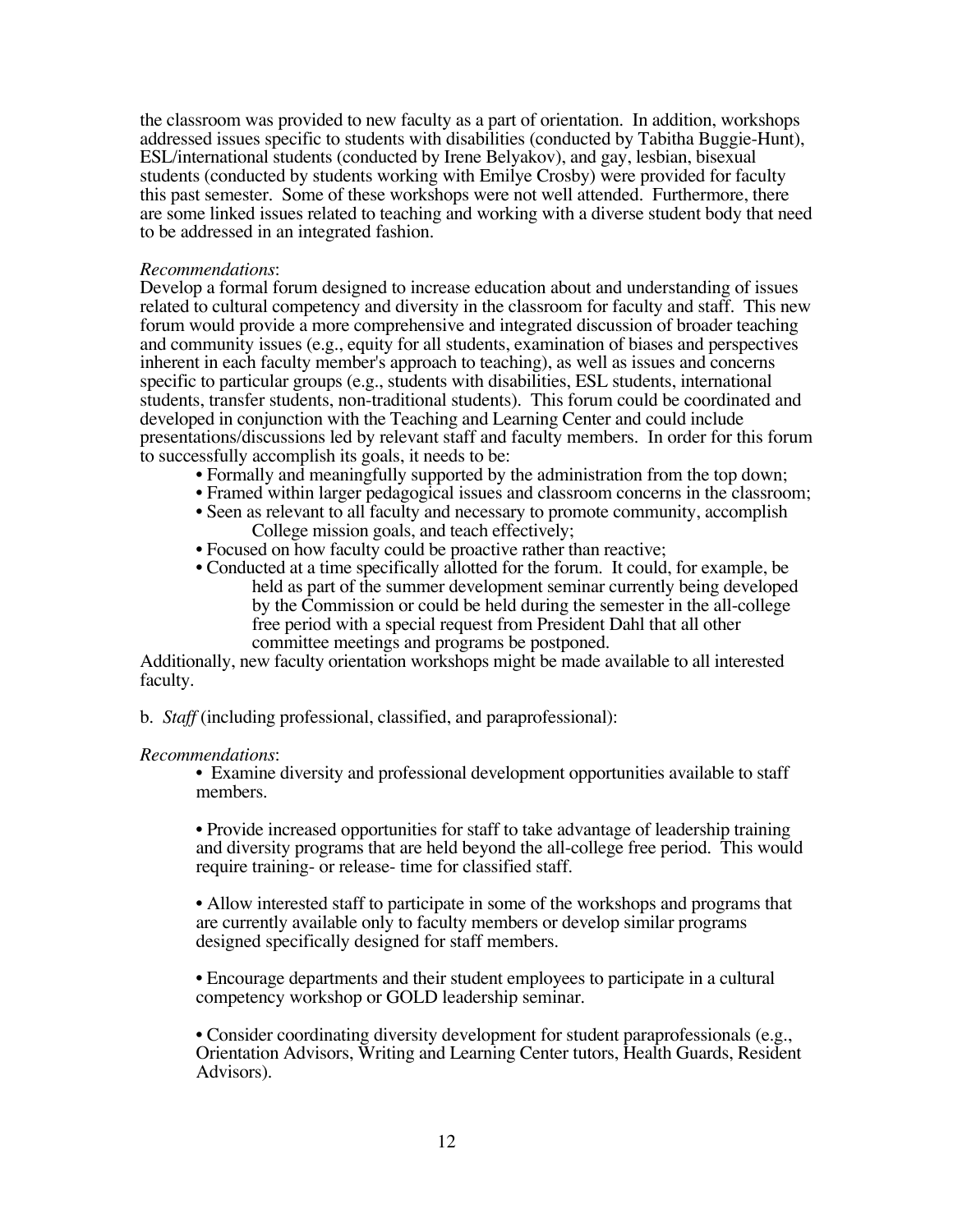the classroom was provided to new faculty as a part of orientation. In addition, workshops addressed issues specific to students with disabilities (conducted by Tabitha Buggie-Hunt), ESL/international students (conducted by Irene Belyakov), and gay, lesbian, bisexual students (conducted by students working with Emilye Crosby) were provided for faculty this past semester. Some of these workshops were not well attended. Furthermore, there are some linked issues related to teaching and working with a diverse student body that need to be addressed in an integrated fashion.

*Recommendations*:
Develop a formal forum designed to increase education about and understanding of issues related to cultural competency and diversity in the classroom for faculty and staff. This new forum would provide a more comprehensive and integrated discussion of broader teaching and community issues (e.g., equity for all students, examination of biases and perspectives inherent in each faculty member's approach to teaching), as well as issues and concerns specific to particular groups (e.g., students with disabilities, ESL students, international students, transfer students, non-traditional students). This forum could be coordinated and developed in conjunction with the Teaching and Learning Center and could include presentations/discussions led by relevant staff and faculty members. In order for this forum to successfully accomplish its goals, it needs to be:

- Formally and meaningfully supported by the administration from the top down;
- Framed within larger pedagogical issues and classroom concerns in the classroom;
- Seen as relevant to all faculty and necessary to promote community, accomplish College mission goals, and teach effectively;
- Focused on how faculty could be proactive rather than reactive;
- Conducted at a time specifically allotted for the forum. It could, for example, be held as part of the summer development seminar currently being developed by the Commission or could be held during the semester in the all-college free period with a special request from President Dahl that all other committee meetings and programs be postponed.

Additionally, new faculty orientation workshops might be made available to all interested faculty.

b. *Staff* (including professional, classified, and paraprofessional):

*Recommendations*:

- Examine diversity and professional development opportunities available to staff members.

- Provide increased opportunities for staff to take advantage of leadership training and diversity programs that are held beyond the all-college free period. This would require training- or release- time for classified staff.

- Allow interested staff to participate in some of the workshops and programs that are currently available only to faculty members or develop similar programs designed specifically designed for staff members.

- Encourage departments and their student employees to participate in a cultural competency workshop or GOLD leadership seminar.

- Consider coordinating diversity development for student paraprofessionals (e.g., Orientation Advisors, Writing and Learning Center tutors, Health Guards, Resident Advisors).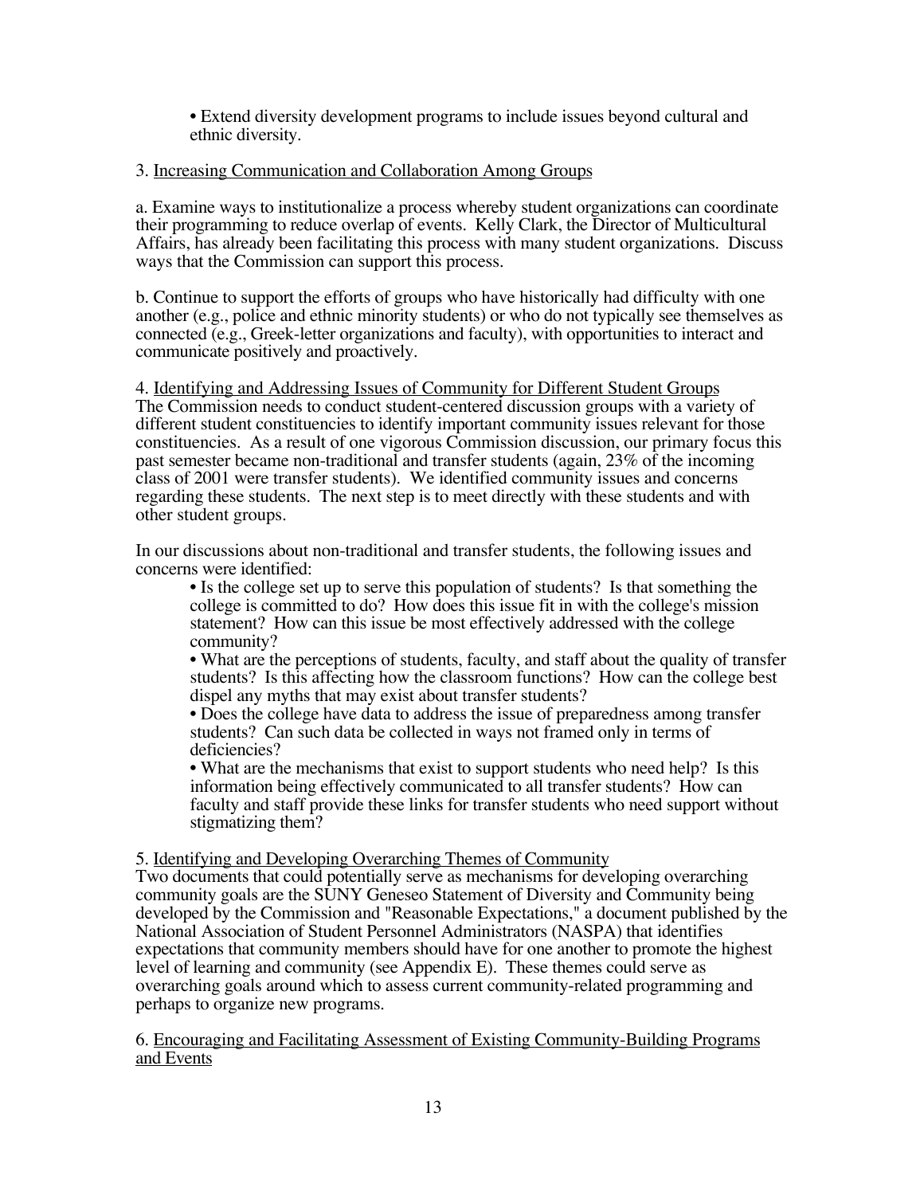- Extend diversity development programs to include issues beyond cultural and ethnic diversity.

3. <u>Increasing Communication and Collaboration Among Groups</u>

a. Examine ways to institutionalize a process whereby student organizations can coordinate their programming to reduce overlap of events. Kelly Clark, the Director of Multicultural Affairs, has already been facilitating this process with many student organizations. Discuss ways that the Commission can support this process.

b. Continue to support the efforts of groups who have historically had difficulty with one another (e.g., police and ethnic minority students) or who do not typically see themselves as connected (e.g., Greek-letter organizations and faculty), with opportunities to interact and communicate positively and proactively.

4. <u>Identifying and Addressing Issues of Community for Different Student Groups</u>
The Commission needs to conduct student-centered discussion groups with a variety of different student constituencies to identify important community issues relevant for those constituencies. As a result of one vigorous Commission discussion, our primary focus this past semester became non-traditional and transfer students (again, 23% of the incoming class of 2001 were transfer students). We identified community issues and concerns regarding these students. The next step is to meet directly with these students and with other student groups.

In our discussions about non-traditional and transfer students, the following issues and concerns were identified:

- Is the college set up to serve this population of students? Is that something the college is committed to do? How does this issue fit in with the college's mission statement? How can this issue be most effectively addressed with the college community?
- What are the perceptions of students, faculty, and staff about the quality of transfer students? Is this affecting how the classroom functions? How can the college best dispel any myths that may exist about transfer students?
- Does the college have data to address the issue of preparedness among transfer students? Can such data be collected in ways not framed only in terms of deficiencies?
- What are the mechanisms that exist to support students who need help? Is this information being effectively communicated to all transfer students? How can faculty and staff provide these links for transfer students who need support without stigmatizing them?

5. <u>Identifying and Developing Overarching Themes of Community</u>
Two documents that could potentially serve as mechanisms for developing overarching community goals are the SUNY Geneseo Statement of Diversity and Community being developed by the Commission and "Reasonable Expectations," a document published by the National Association of Student Personnel Administrators (NASPA) that identifies expectations that community members should have for one another to promote the highest level of learning and community (see Appendix E). These themes could serve as overarching goals around which to assess current community-related programming and perhaps to organize new programs.

6. <u>Encouraging and Facilitating Assessment of Existing Community-Building Programs and Events</u>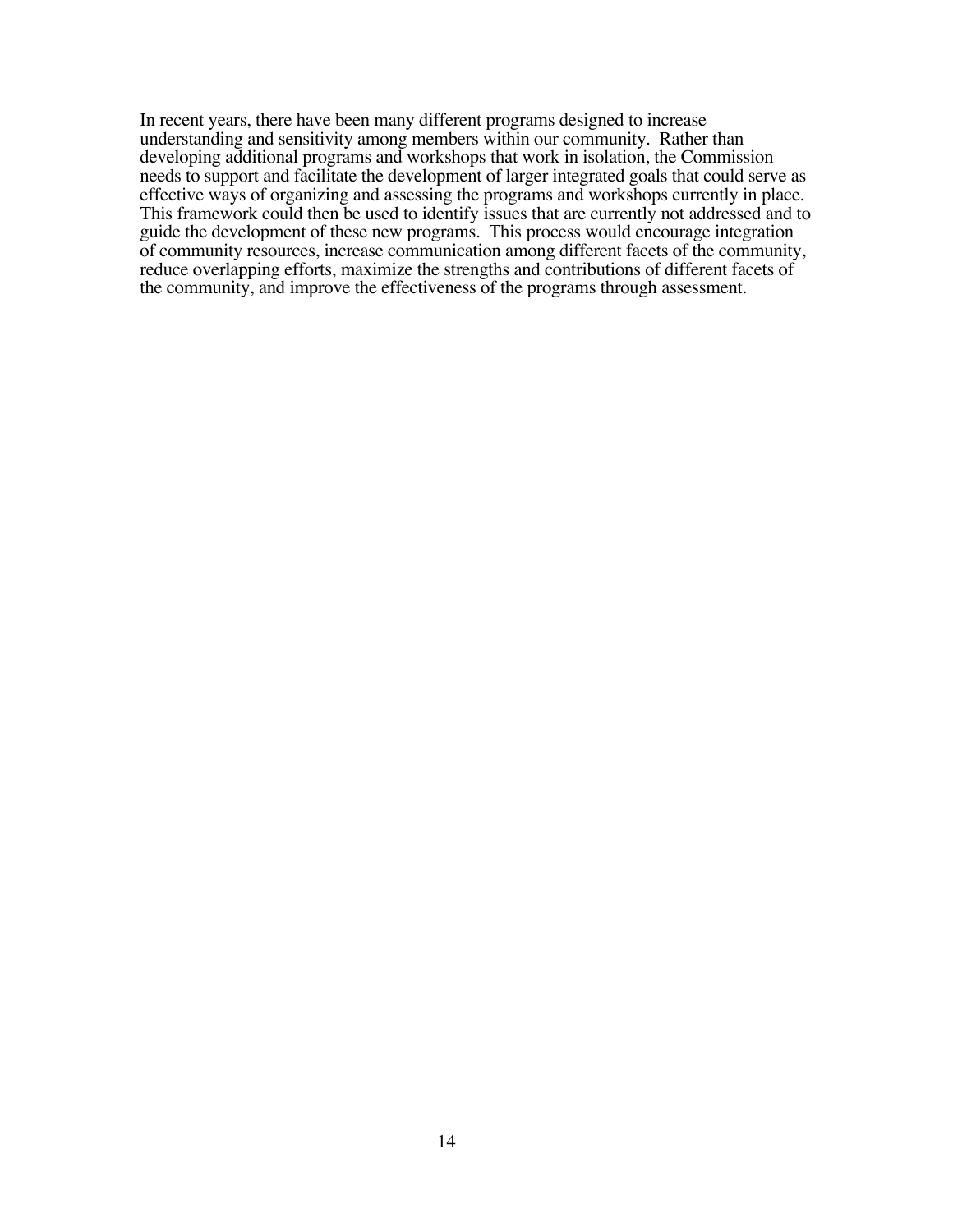In recent years, there have been many different programs designed to increase understanding and sensitivity among members within our community. Rather than developing additional programs and workshops that work in isolation, the Commission needs to support and facilitate the development of larger integrated goals that could serve as effective ways of organizing and assessing the programs and workshops currently in place. This framework could then be used to identify issues that are currently not addressed and to guide the development of these new programs. This process would encourage integration of community resources, increase communication among different facets of the community, reduce overlapping efforts, maximize the strengths and contributions of different facets of the community, and improve the effectiveness of the programs through assessment.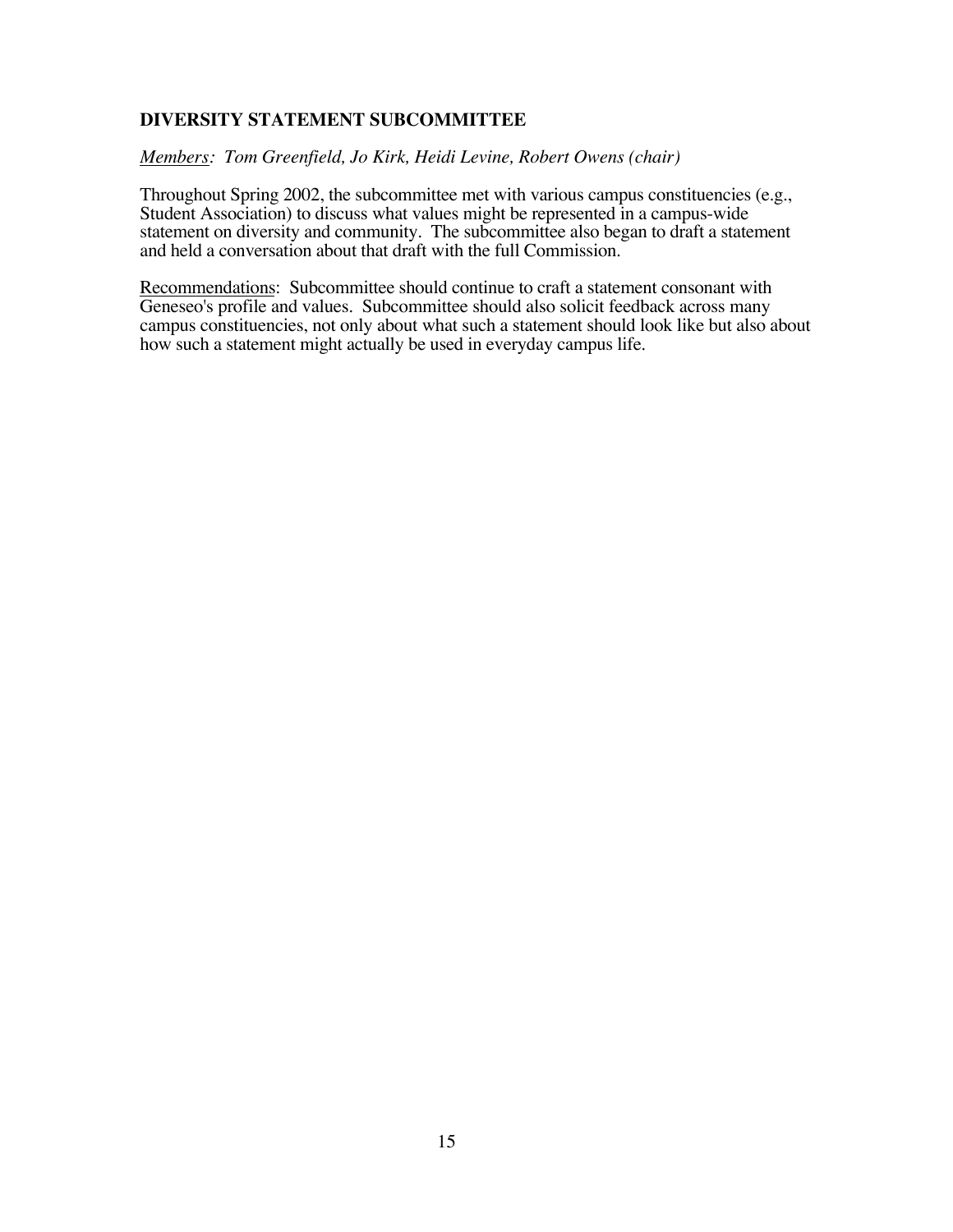## DIVERSITY STATEMENT SUBCOMMITTEE

*Members: Tom Greenfield, Jo Kirk, Heidi Levine, Robert Owens (chair)*

Throughout Spring 2002, the subcommittee met with various campus constituencies (e.g., Student Association) to discuss what values might be represented in a campus-wide statement on diversity and community. The subcommittee also began to draft a statement and held a conversation about that draft with the full Commission.

Recommendations: Subcommittee should continue to craft a statement consonant with Geneseo's profile and values. Subcommittee should also solicit feedback across many campus constituencies, not only about what such a statement should look like but also about how such a statement might actually be used in everyday campus life.